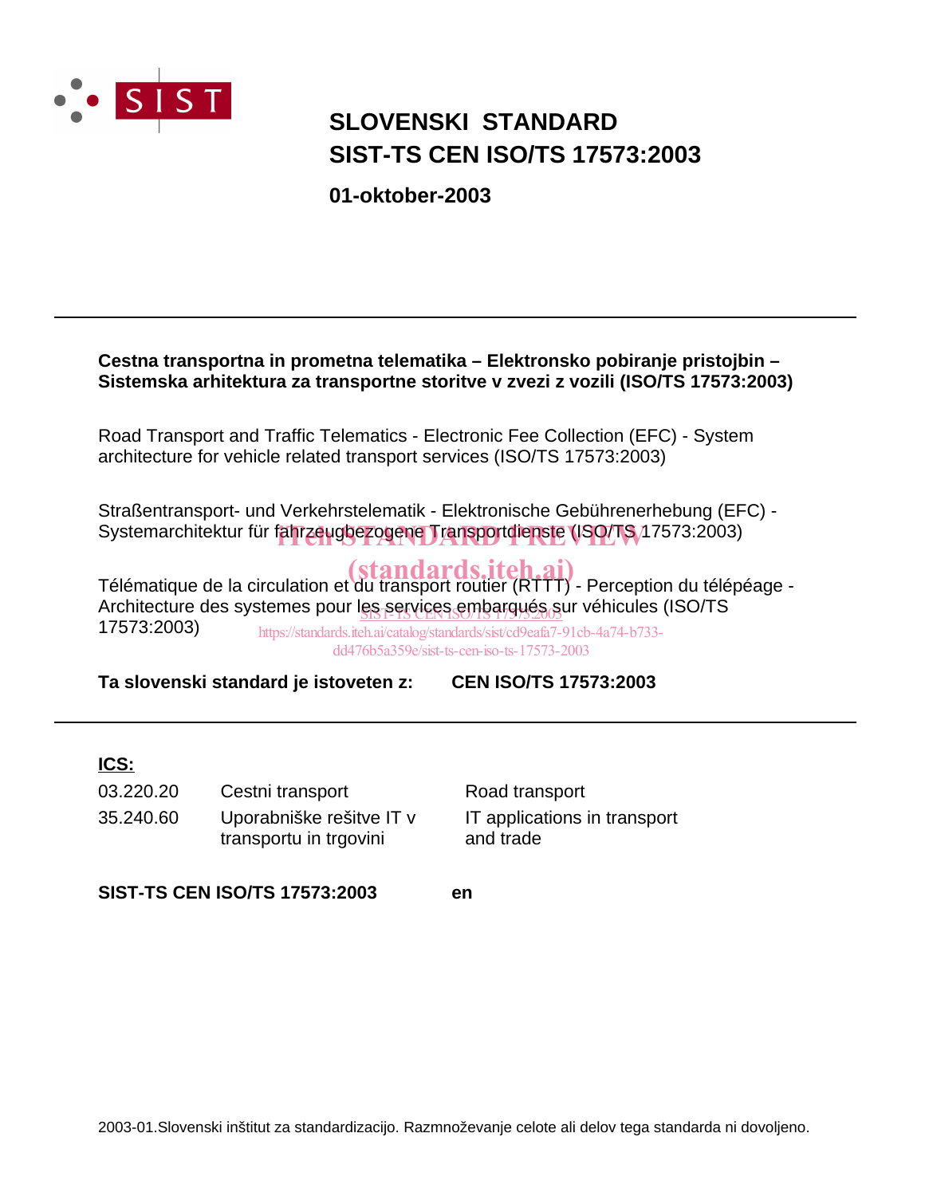SIST

# SLOVENSKI STANDARD
# SIST-TS CEN ISO/TS 17573:2003

**01-oktober-2003**

---

**Cestna transportna in prometna telematika – Elektronsko pobiranje pristojbin – Sistemska arhitektura za transportne storitve v zvezi z vozili (ISO/TS 17573:2003)**

Road Transport and Traffic Telematics - Electronic Fee Collection (EFC) - System architecture for vehicle related transport services (ISO/TS 17573:2003)

Straßentransport- und Verkehrstelematik - Elektronische Gebührenerhebung (EFC) - Systemarchitektur für fahrzeugbezogene Transportdienste (ISO/TS 17573:2003)

Télématique de la circulation et du transport routier (RTTT) - Perception du télépéage - Architecture des systemes pour les services embarqués sur véhicules (ISO/TS 17573:2003)

**Ta slovenski standard je istoveten z: CEN ISO/TS 17573:2003**

---

**ICS:**

| | | |
|---|---|---|
| 03.220.20 | Cestni transport | Road transport |
| 35.240.60 | Uporabniške rešitve IT v transportu in trgovini | IT applications in transport and trade |

**SIST-TS CEN ISO/TS 17573:2003** **en**

2003-01.Slovenski inštitut za standardizacijo. Razmnoževanje celote ali delov tega standarda ni dovoljeno.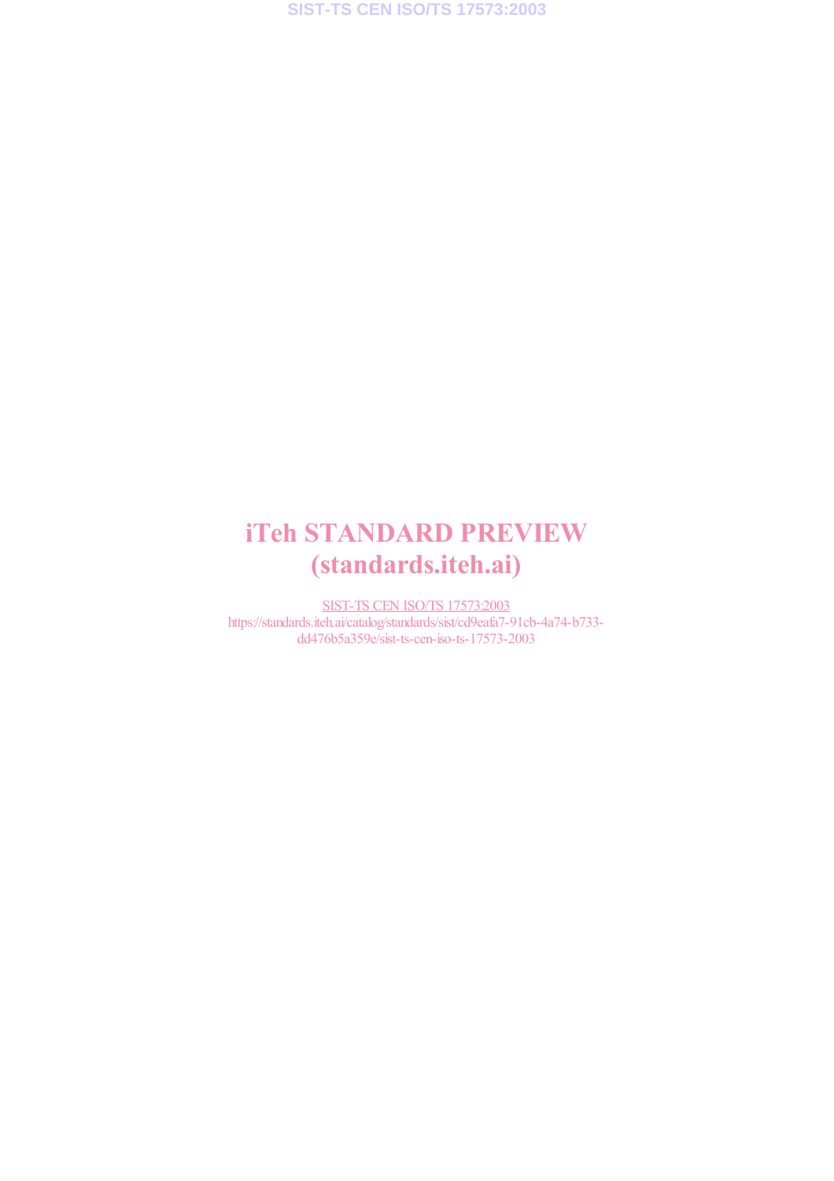# iTeh STANDARD PREVIEW
# (standards.iteh.ai)

SIST-TS CEN ISO/TS 17573:2003
https://standards.iteh.ai/catalog/standards/sist/cd9eafa7-91cb-4a74-b733-dd476b5a359e/sist-ts-cen-iso-ts-17573-2003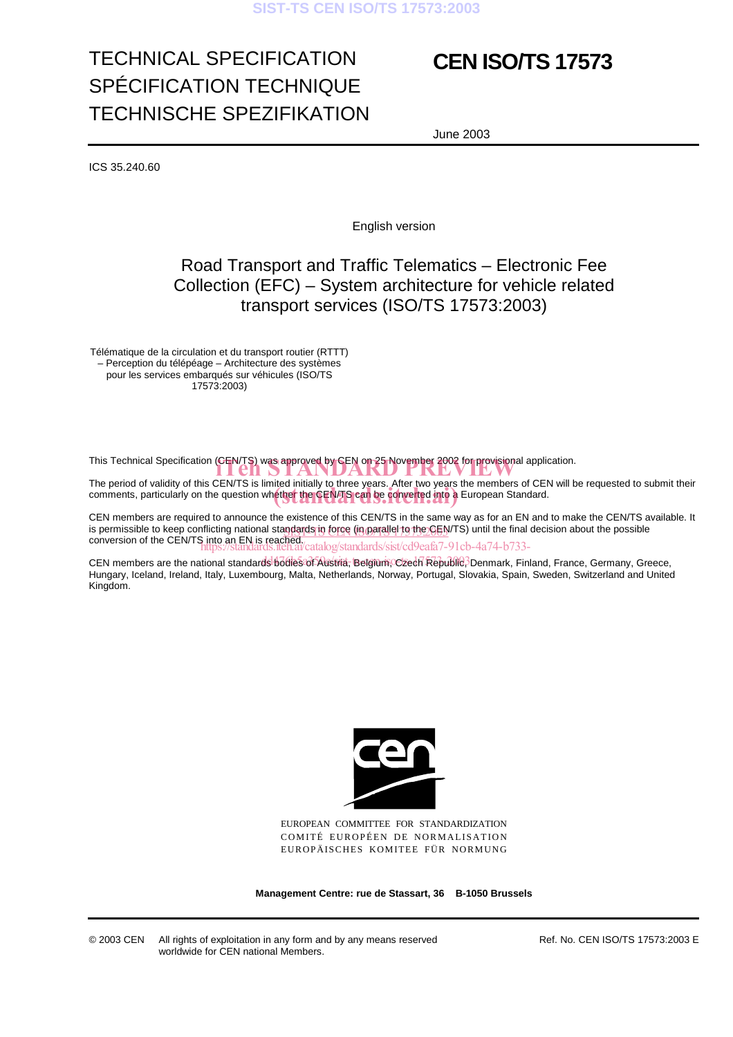TECHNICAL SPECIFICATION
SPÉCIFICATION TECHNIQUE
TECHNISCHE SPEZIFIKATION

# CEN ISO/TS 17573

June 2003

ICS 35.240.60

English version

## Road Transport and Traffic Telematics – Electronic Fee Collection (EFC) – System architecture for vehicle related transport services (ISO/TS 17573:2003)

Télématique de la circulation et du transport routier (RTTT) – Perception du télépéage – Architecture des systèmes pour les services embarqués sur véhicules (ISO/TS 17573:2003)

This Technical Specification (CEN/TS) was approved by CEN on 25 November 2002 for provisional application.

The period of validity of this CEN/TS is limited initially to three years. After two years the members of CEN will be requested to submit their comments, particularly on the question whether the CEN/TS can be converted into a European Standard.

CEN members are required to announce the existence of this CEN/TS in the same way as for an EN and to make the CEN/TS available. It is permissible to keep conflicting national standards in force (in parallel to the CEN/TS) until the final decision about the possible conversion of the CEN/TS into an EN is reached.

CEN members are the national standards bodies of Austria, Belgium, Czech Republic, Denmark, Finland, France, Germany, Greece, Hungary, Iceland, Ireland, Italy, Luxembourg, Malta, Netherlands, Norway, Portugal, Slovakia, Spain, Sweden, Switzerland and United Kingdom.

EUROPEAN COMMITTEE FOR STANDARDIZATION
COMITÉ EUROPÉEN DE NORMALISATION
EUROPÄISCHES KOMITEE FÜR NORMUNG

**Management Centre: rue de Stassart, 36 B-1050 Brussels**

© 2003 CEN All rights of exploitation in any form and by any means reserved worldwide for CEN national Members.

Ref. No. CEN ISO/TS 17573:2003 E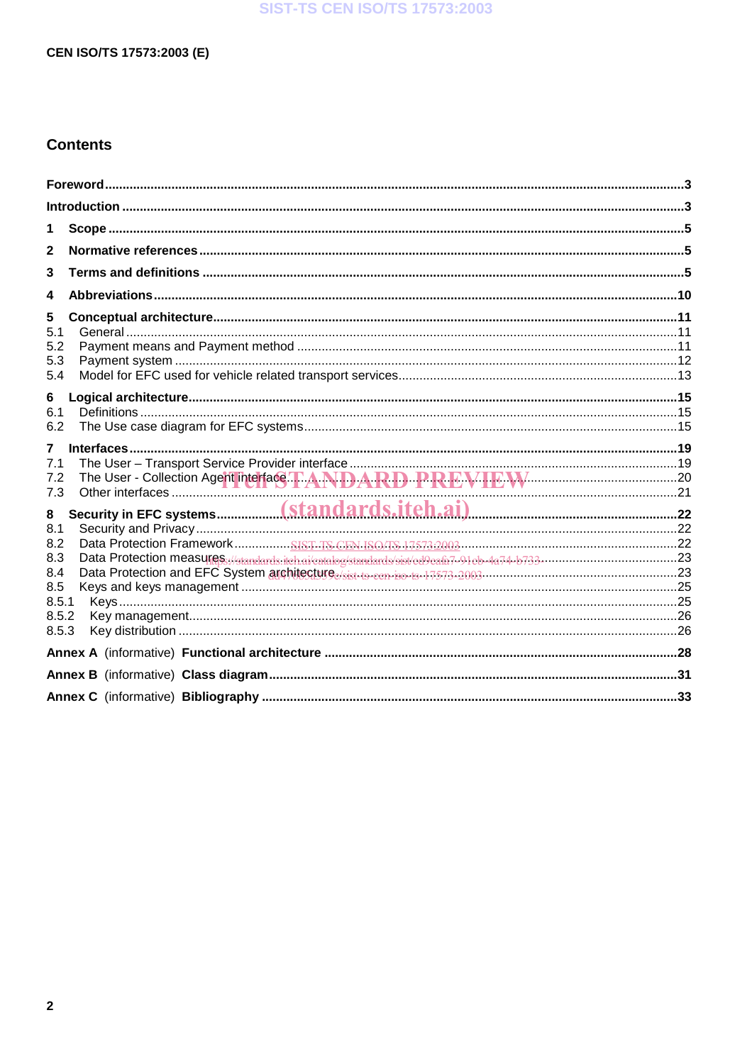## Contents

Foreword ..... 3

Introduction ..... 3

1 Scope ..... 5

2 Normative references ..... 5

3 Terms and definitions ..... 5

4 Abbreviations ..... 10

5 Conceptual architecture ..... 11
- 5.1 General ..... 11
- 5.2 Payment means and Payment method ..... 11
- 5.3 Payment system ..... 12
- 5.4 Model for EFC used for vehicle related transport services ..... 13

6 Logical architecture ..... 15
- 6.1 Definitions ..... 15
- 6.2 The Use case diagram for EFC systems ..... 15

7 Interfaces ..... 19
- 7.1 The User – Transport Service Provider interface ..... 19
- 7.2 The User - Collection Agent interface ..... 20
- 7.3 Other interfaces ..... 21

8 Security in EFC systems ..... 22
- 8.1 Security and Privacy ..... 22
- 8.2 Data Protection Framework ..... 22
- 8.3 Data Protection measures ..... 23
- 8.4 Data Protection and EFC System architecture ..... 23
- 8.5 Keys and keys management ..... 25
- 8.5.1 Keys ..... 25
- 8.5.2 Key management ..... 26
- 8.5.3 Key distribution ..... 26

Annex A (informative) Functional architecture ..... 28

Annex B (informative) Class diagram ..... 31

Annex C (informative) Bibliography ..... 33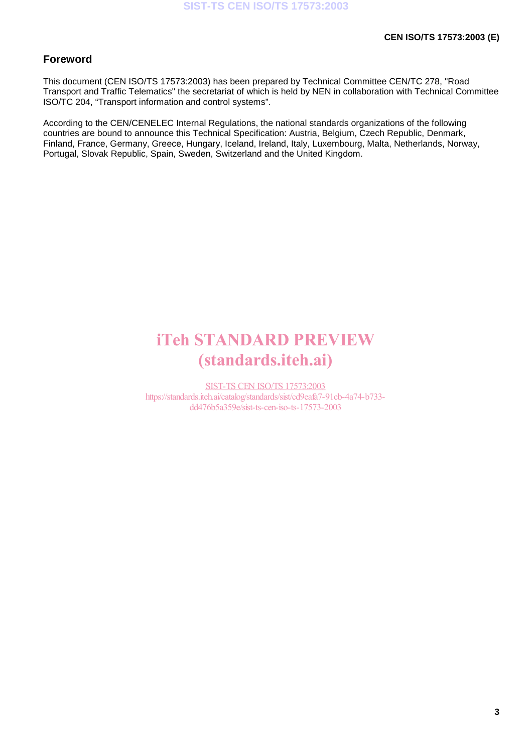## Foreword

This document (CEN ISO/TS 17573:2003) has been prepared by Technical Committee CEN/TC 278, "Road Transport and Traffic Telematics" the secretariat of which is held by NEN in collaboration with Technical Committee ISO/TC 204, “Transport information and control systems”.

According to the CEN/CENELEC Internal Regulations, the national standards organizations of the following countries are bound to announce this Technical Specification: Austria, Belgium, Czech Republic, Denmark, Finland, France, Germany, Greece, Hungary, Iceland, Ireland, Italy, Luxembourg, Malta, Netherlands, Norway, Portugal, Slovak Republic, Spain, Sweden, Switzerland and the United Kingdom.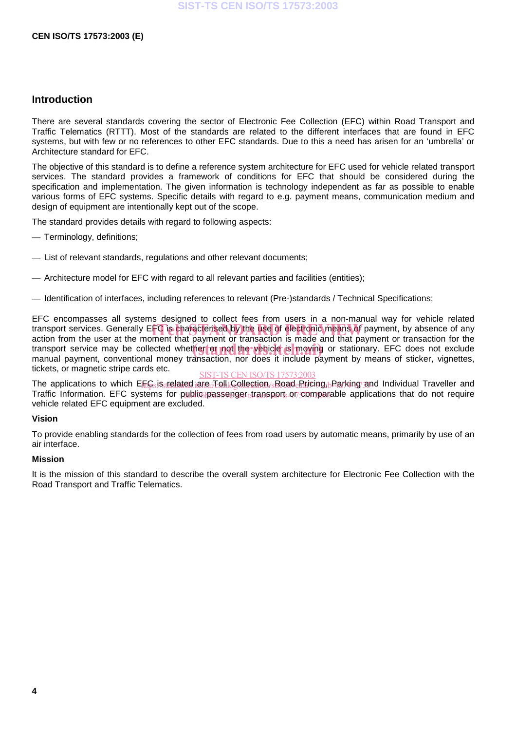## Introduction

There are several standards covering the sector of Electronic Fee Collection (EFC) within Road Transport and Traffic Telematics (RTTT). Most of the standards are related to the different interfaces that are found in EFC systems, but with few or no references to other EFC standards. Due to this a need has arisen for an 'umbrella' or Architecture standard for EFC.

The objective of this standard is to define a reference system architecture for EFC used for vehicle related transport services. The standard provides a framework of conditions for EFC that should be considered during the specification and implementation. The given information is technology independent as far as possible to enable various forms of EFC systems. Specific details with regard to e.g. payment means, communication medium and design of equipment are intentionally kept out of the scope.

The standard provides details with regard to following aspects:

— Terminology, definitions;

— List of relevant standards, regulations and other relevant documents;

— Architecture model for EFC with regard to all relevant parties and facilities (entities);

— Identification of interfaces, including references to relevant (Pre-)standards / Technical Specifications;

EFC encompasses all systems designed to collect fees from users in a non-manual way for vehicle related transport services. Generally EFC is characterised by the use of electronic means of payment, by absence of any action from the user at the moment that payment or transaction is made and that payment or transaction for the transport service may be collected whether or not the vehicle is moving or stationary. EFC does not exclude manual payment, conventional money transaction, nor does it include payment by means of sticker, vignettes, tickets, or magnetic stripe cards etc.

The applications to which EFC is related are Toll Collection, Road Pricing, Parking and Individual Traveller and Traffic Information. EFC systems for public passenger transport or comparable applications that do not require vehicle related EFC equipment are excluded.

**Vision**

To provide enabling standards for the collection of fees from road users by automatic means, primarily by use of an air interface.

**Mission**

It is the mission of this standard to describe the overall system architecture for Electronic Fee Collection with the Road Transport and Traffic Telematics.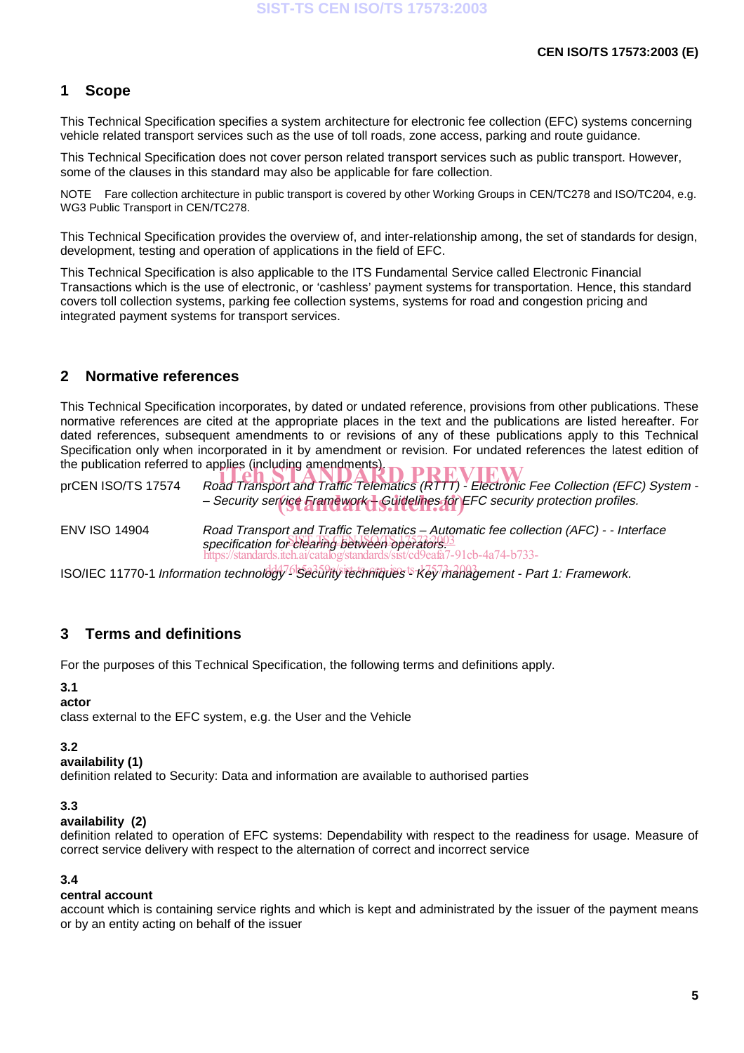## 1 Scope

This Technical Specification specifies a system architecture for electronic fee collection (EFC) systems concerning vehicle related transport services such as the use of toll roads, zone access, parking and route guidance.

This Technical Specification does not cover person related transport services such as public transport. However, some of the clauses in this standard may also be applicable for fare collection.

NOTE Fare collection architecture in public transport is covered by other Working Groups in CEN/TC278 and ISO/TC204, e.g. WG3 Public Transport in CEN/TC278.

This Technical Specification provides the overview of, and inter-relationship among, the set of standards for design, development, testing and operation of applications in the field of EFC.

This Technical Specification is also applicable to the ITS Fundamental Service called Electronic Financial Transactions which is the use of electronic, or 'cashless' payment systems for transportation. Hence, this standard covers toll collection systems, parking fee collection systems, systems for road and congestion pricing and integrated payment systems for transport services.

## 2 Normative references

This Technical Specification incorporates, by dated or undated reference, provisions from other publications. These normative references are cited at the appropriate places in the text and the publications are listed hereafter. For dated references, subsequent amendments to or revisions of any of these publications apply to this Technical Specification only when incorporated in it by amendment or revision. For undated references the latest edition of the publication referred to applies (including amendments).

prCEN ISO/TS 17574 *Road Transport and Traffic Telematics (RTTT) - Electronic Fee Collection (EFC) System - – Security service Framework – Guidelines for EFC security protection profiles.*

ENV ISO 14904 *Road Transport and Traffic Telematics – Automatic fee collection (AFC) - - Interface specification for clearing between operators.*

ISO/IEC 11770-1 *Information technology - Security techniques - Key management - Part 1: Framework.*

## 3 Terms and definitions

For the purposes of this Technical Specification, the following terms and definitions apply.

**3.1**
**actor**
class external to the EFC system, e.g. the User and the Vehicle

**3.2**
**availability (1)**
definition related to Security: Data and information are available to authorised parties

**3.3**
**availability (2)**
definition related to operation of EFC systems: Dependability with respect to the readiness for usage. Measure of correct service delivery with respect to the alternation of correct and incorrect service

**3.4**
**central account**
account which is containing service rights and which is kept and administrated by the issuer of the payment means or by an entity acting on behalf of the issuer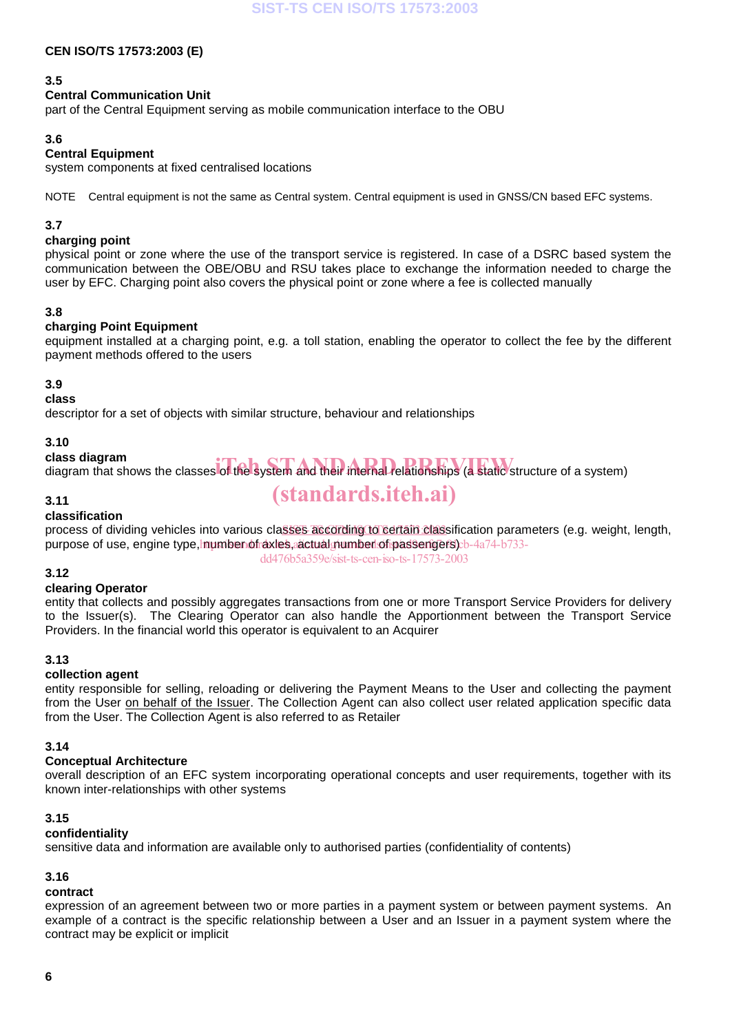**3.5**
**Central Communication Unit**
part of the Central Equipment serving as mobile communication interface to the OBU

**3.6**
**Central Equipment**
system components at fixed centralised locations

NOTE Central equipment is not the same as Central system. Central equipment is used in GNSS/CN based EFC systems.

**3.7**
**charging point**
physical point or zone where the use of the transport service is registered. In case of a DSRC based system the communication between the OBE/OBU and RSU takes place to exchange the information needed to charge the user by EFC. Charging point also covers the physical point or zone where a fee is collected manually

**3.8**
**charging Point Equipment**
equipment installed at a charging point, e.g. a toll station, enabling the operator to collect the fee by the different payment methods offered to the users

**3.9**
**class**
descriptor for a set of objects with similar structure, behaviour and relationships

**3.10**
**class diagram**
diagram that shows the classes of the system and their internal relationships (a static structure of a system)

**3.11**
**classification**
process of dividing vehicles into various classes according to certain classification parameters (e.g. weight, length, purpose of use, engine type, number of axles, actual number of passengers)

**3.12**
**clearing Operator**
entity that collects and possibly aggregates transactions from one or more Transport Service Providers for delivery to the Issuer(s). The Clearing Operator can also handle the Apportionment between the Transport Service Providers. In the financial world this operator is equivalent to an Acquirer

**3.13**
**collection agent**
entity responsible for selling, reloading or delivering the Payment Means to the User and collecting the payment from the User on behalf of the Issuer. The Collection Agent can also collect user related application specific data from the User. The Collection Agent is also referred to as Retailer

**3.14**
**Conceptual Architecture**
overall description of an EFC system incorporating operational concepts and user requirements, together with its known inter-relationships with other systems

**3.15**
**confidentiality**
sensitive data and information are available only to authorised parties (confidentiality of contents)

**3.16**
**contract**
expression of an agreement between two or more parties in a payment system or between payment systems. An example of a contract is the specific relationship between a User and an Issuer in a payment system where the contract may be explicit or implicit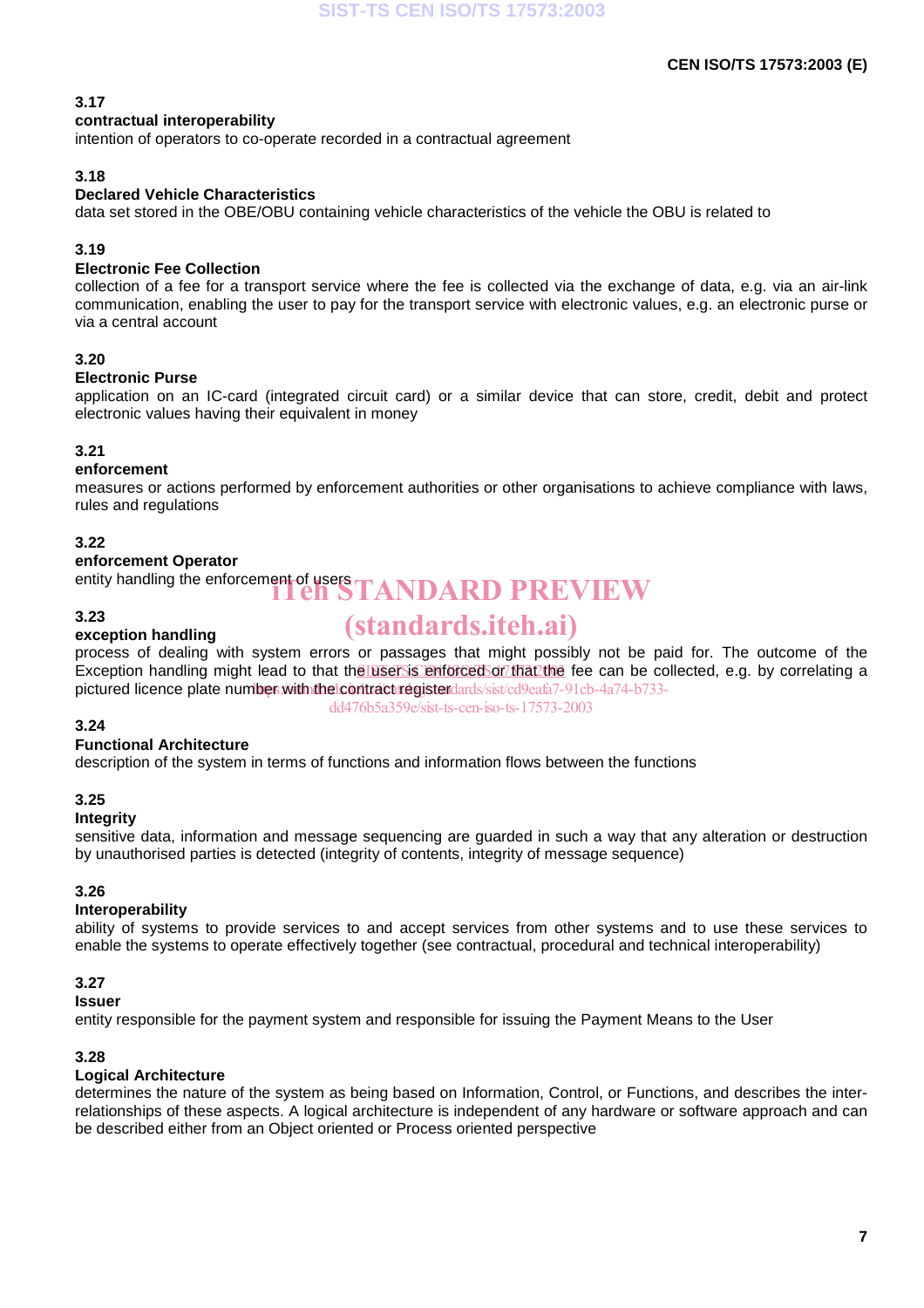### 3.17
**contractual interoperability**
intention of operators to co-operate recorded in a contractual agreement

### 3.18
**Declared Vehicle Characteristics**
data set stored in the OBE/OBU containing vehicle characteristics of the vehicle the OBU is related to

### 3.19
**Electronic Fee Collection**
collection of a fee for a transport service where the fee is collected via the exchange of data, e.g. via an air-link communication, enabling the user to pay for the transport service with electronic values, e.g. an electronic purse or via a central account

### 3.20
**Electronic Purse**
application on an IC-card (integrated circuit card) or a similar device that can store, credit, debit and protect electronic values having their equivalent in money

### 3.21
**enforcement**
measures or actions performed by enforcement authorities or other organisations to achieve compliance with laws, rules and regulations

### 3.22
**enforcement Operator**
entity handling the enforcement of users

### 3.23
**exception handling**
process of dealing with system errors or passages that might possibly not be paid for. The outcome of the Exception handling might lead to that the user is enforced or that the fee can be collected, e.g. by correlating a pictured licence plate number with the contract register

### 3.24
**Functional Architecture**
description of the system in terms of functions and information flows between the functions

### 3.25
**Integrity**
sensitive data, information and message sequencing are guarded in such a way that any alteration or destruction by unauthorised parties is detected (integrity of contents, integrity of message sequence)

### 3.26
**Interoperability**
ability of systems to provide services to and accept services from other systems and to use these services to enable the systems to operate effectively together (see contractual, procedural and technical interoperability)

### 3.27
**Issuer**
entity responsible for the payment system and responsible for issuing the Payment Means to the User

### 3.28
**Logical Architecture**
determines the nature of the system as being based on Information, Control, or Functions, and describes the inter-relationships of these aspects. A logical architecture is independent of any hardware or software approach and can be described either from an Object oriented or Process oriented perspective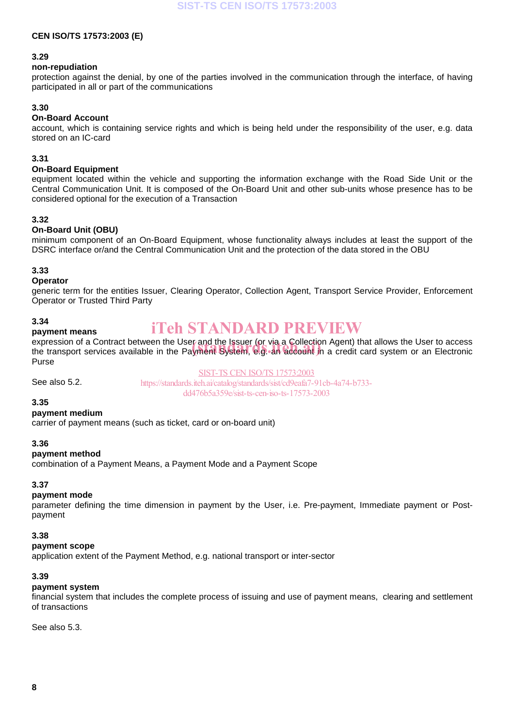### 3.29

**non-repudiation**

protection against the denial, by one of the parties involved in the communication through the interface, of having participated in all or part of the communications

### 3.30

**On-Board Account**

account, which is containing service rights and which is being held under the responsibility of the user, e.g. data stored on an IC-card

### 3.31

**On-Board Equipment**

equipment located within the vehicle and supporting the information exchange with the Road Side Unit or the Central Communication Unit. It is composed of the On-Board Unit and other sub-units whose presence has to be considered optional for the execution of a Transaction

### 3.32

**On-Board Unit (OBU)**

minimum component of an On-Board Equipment, whose functionality always includes at least the support of the DSRC interface or/and the Central Communication Unit and the protection of the data stored in the OBU

### 3.33

**Operator**

generic term for the entities Issuer, Clearing Operator, Collection Agent, Transport Service Provider, Enforcement Operator or Trusted Third Party

### 3.34

**payment means**

expression of a Contract between the User and the Issuer (or via a Collection Agent) that allows the User to access the transport services available in the Payment System, e.g. an account in a credit card system or an Electronic Purse

See also 5.2.

### 3.35

**payment medium**

carrier of payment means (such as ticket, card or on-board unit)

### 3.36

**payment method**

combination of a Payment Means, a Payment Mode and a Payment Scope

### 3.37

**payment mode**

parameter defining the time dimension in payment by the User, i.e. Pre-payment, Immediate payment or Post-payment

### 3.38

**payment scope**

application extent of the Payment Method, e.g. national transport or inter-sector

### 3.39

**payment system**

financial system that includes the complete process of issuing and use of payment means, clearing and settlement of transactions

See also 5.3.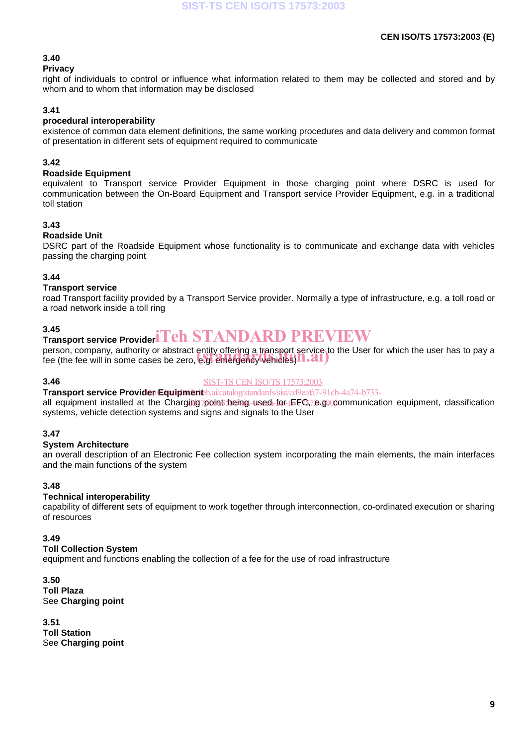**3.40**
**Privacy**
right of individuals to control or influence what information related to them may be collected and stored and by whom and to whom that information may be disclosed

**3.41**
**procedural interoperability**
existence of common data element definitions, the same working procedures and data delivery and common format of presentation in different sets of equipment required to communicate

**3.42**
**Roadside Equipment**
equivalent to Transport service Provider Equipment in those charging point where DSRC is used for communication between the On-Board Equipment and Transport service Provider Equipment, e.g. in a traditional toll station

**3.43**
**Roadside Unit**
DSRC part of the Roadside Equipment whose functionality is to communicate and exchange data with vehicles passing the charging point

**3.44**
**Transport service**
road Transport facility provided by a Transport Service provider. Normally a type of infrastructure, e.g. a toll road or a road network inside a toll ring

**3.45**
**Transport service Provider**
person, company, authority or abstract entity offering a transport service to the User for which the user has to pay a fee (the fee will in some cases be zero, e.g. emergency vehicles)

**3.46**
**Transport service Provider Equipment**
all equipment installed at the Charging point being used for EFC, e.g. communication equipment, classification systems, vehicle detection systems and signs and signals to the User

**3.47**
**System Architecture**
an overall description of an Electronic Fee collection system incorporating the main elements, the main interfaces and the main functions of the system

**3.48**
**Technical interoperability**
capability of different sets of equipment to work together through interconnection, co-ordinated execution or sharing of resources

**3.49**
**Toll Collection System**
equipment and functions enabling the collection of a fee for the use of road infrastructure

**3.50**
**Toll Plaza**
See **Charging point**

**3.51**
**Toll Station**
See **Charging point**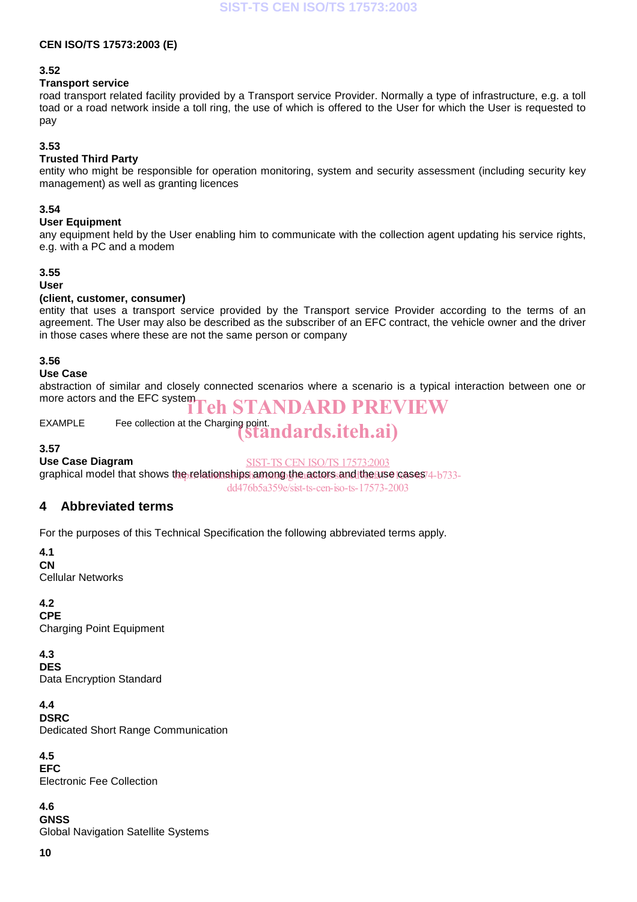#### 3.52
**Transport service**
road transport related facility provided by a Transport service Provider. Normally a type of infrastructure, e.g. a toll toad or a road network inside a toll ring, the use of which is offered to the User for which the User is requested to pay

#### 3.53
**Trusted Third Party**
entity who might be responsible for operation monitoring, system and security assessment (including security key management) as well as granting licences

#### 3.54
**User Equipment**
any equipment held by the User enabling him to communicate with the collection agent updating his service rights, e.g. with a PC and a modem

#### 3.55
**User**
**(client, customer, consumer)**
entity that uses a transport service provided by the Transport service Provider according to the terms of an agreement. The User may also be described as the subscriber of an EFC contract, the vehicle owner and the driver in those cases where these are not the same person or company

#### 3.56
**Use Case**
abstraction of similar and closely connected scenarios where a scenario is a typical interaction between one or more actors and the EFC system

EXAMPLE Fee collection at the Charging point.

#### 3.57
**Use Case Diagram**
graphical model that shows the relationships among the actors and the use cases

## 4 Abbreviated terms

For the purposes of this Technical Specification the following abbreviated terms apply.

**4.1**
**CN**
Cellular Networks

**4.2**
**CPE**
Charging Point Equipment

**4.3**
**DES**
Data Encryption Standard

**4.4**
**DSRC**
Dedicated Short Range Communication

**4.5**
**EFC**
Electronic Fee Collection

**4.6**
**GNSS**
Global Navigation Satellite Systems